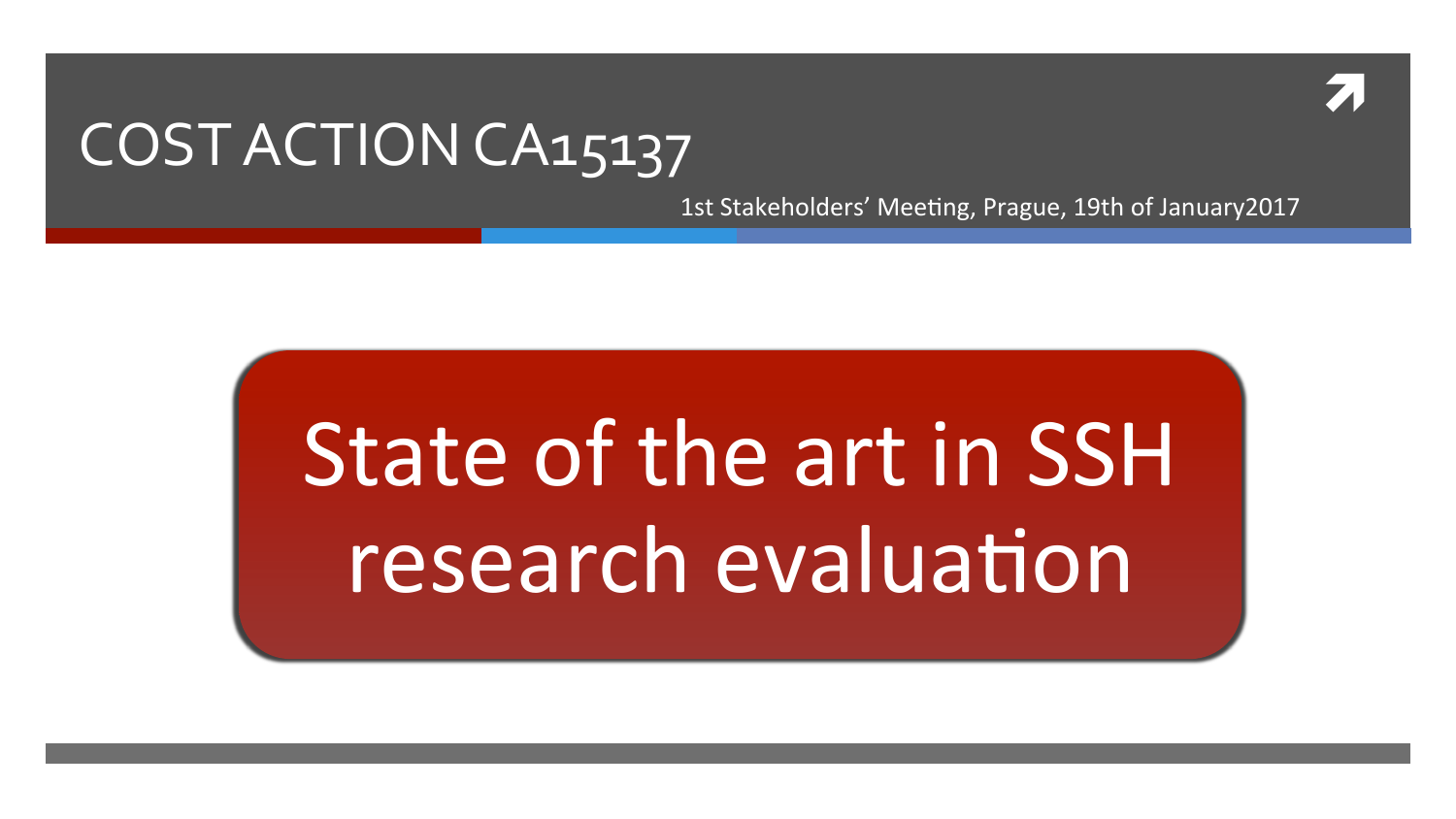# COST ACTION CA15137

1st Stakeholders' Meeting, Prague, 19th of January2017

# State of the art in SSH research evaluation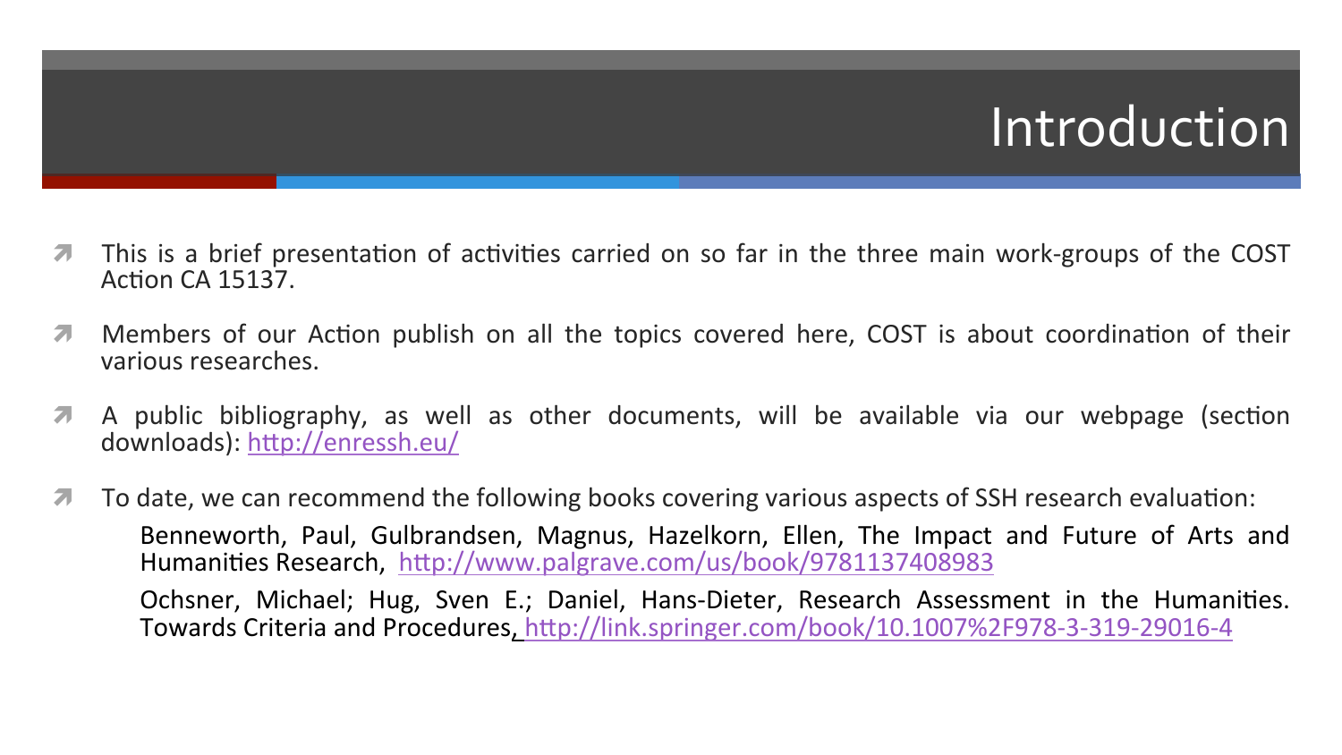# Introduction

- This is a brief presentation of activities carried on so far in the three main work-groups of the COST Action CA 15137.
- Members of our Action publish on all the topics covered here, COST is about coordination of their various researches.
- A public bibliography, as well as other documents, will be available via our webpage (section downloads): http://enressh.eu/
- To date, we can recommend the following books covering various aspects of SSH research evaluation:

  Benneworth, Paul, Gulbrandsen, Magnus, Hazelkorn, Ellen, The Impact and Future of Arts and Humanities Research, http://www.palgrave.com/us/book/9781137408983

  Ochsner, Michael; Hug, Sven E.; Daniel, Hans-Dieter, Research Assessment in the Humanities. Towards Criteria and Procedures, http://link.springer.com/book/10.1007%2F978-3-319-29016-4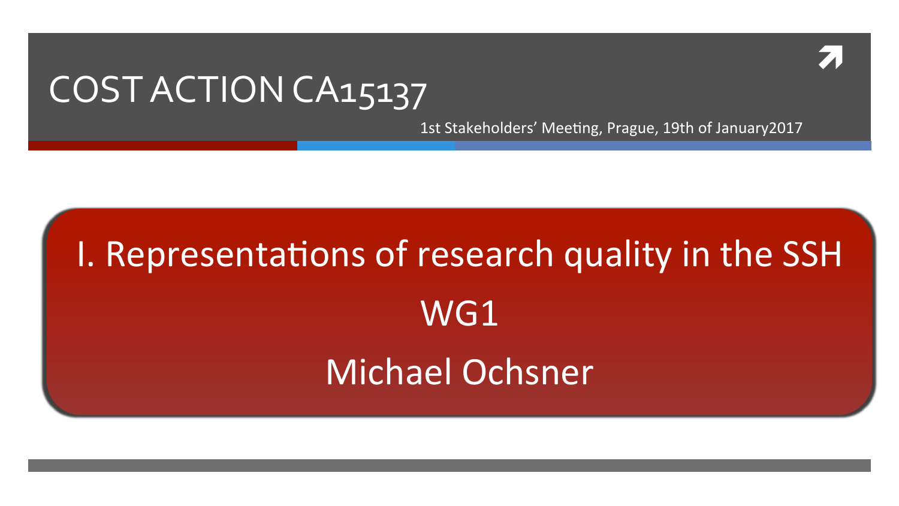# COST ACTION CA15137

1st Stakeholders' Meeting, Prague, 19th of January2017

## I. Representations of research quality in the SSH

WG1

Michael Ochsner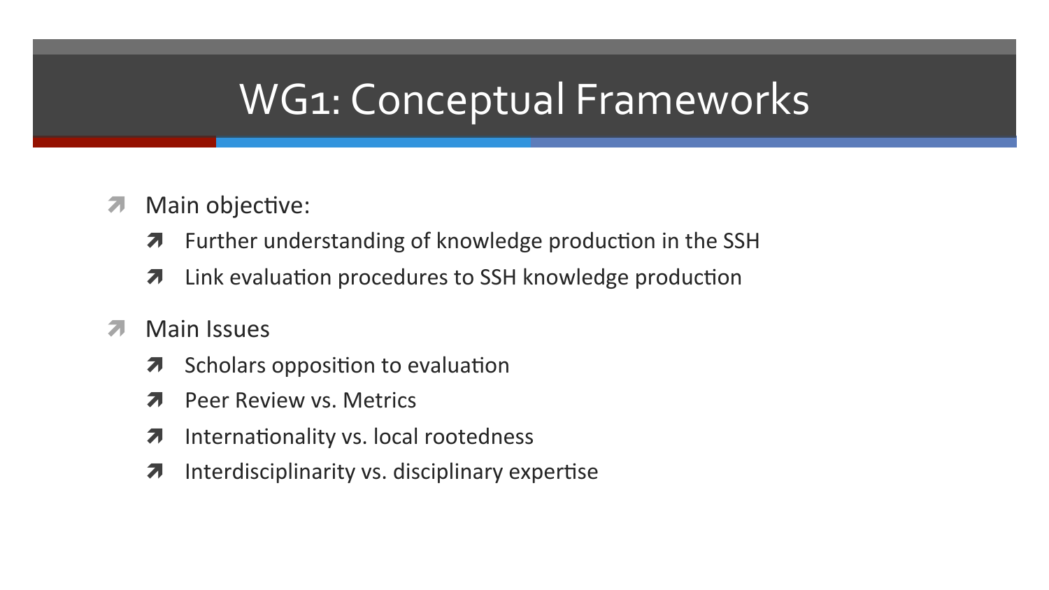# WG1: Conceptual Frameworks

- Main objective:
  - Further understanding of knowledge production in the SSH
  - Link evaluation procedures to SSH knowledge production
- Main Issues
  - Scholars opposition to evaluation
  - Peer Review vs. Metrics
  - Internationality vs. local rootedness
  - Interdisciplinarity vs. disciplinary expertise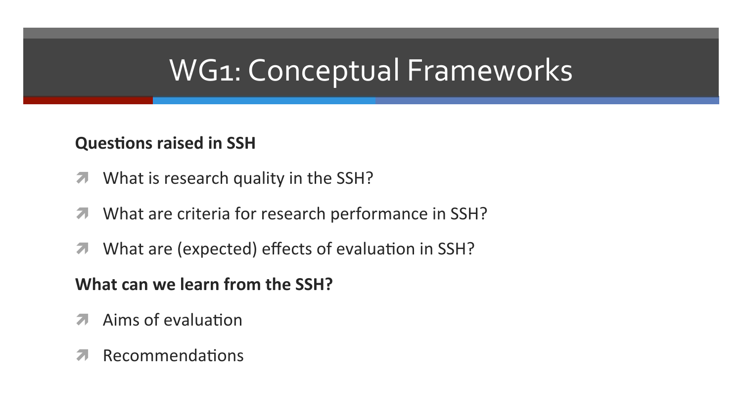# WG1: Conceptual Frameworks

**Questions raised in SSH**

- What is research quality in the SSH?
- What are criteria for research performance in SSH?
- What are (expected) effects of evaluation in SSH?

**What can we learn from the SSH?**

- Aims of evaluation
- Recommendations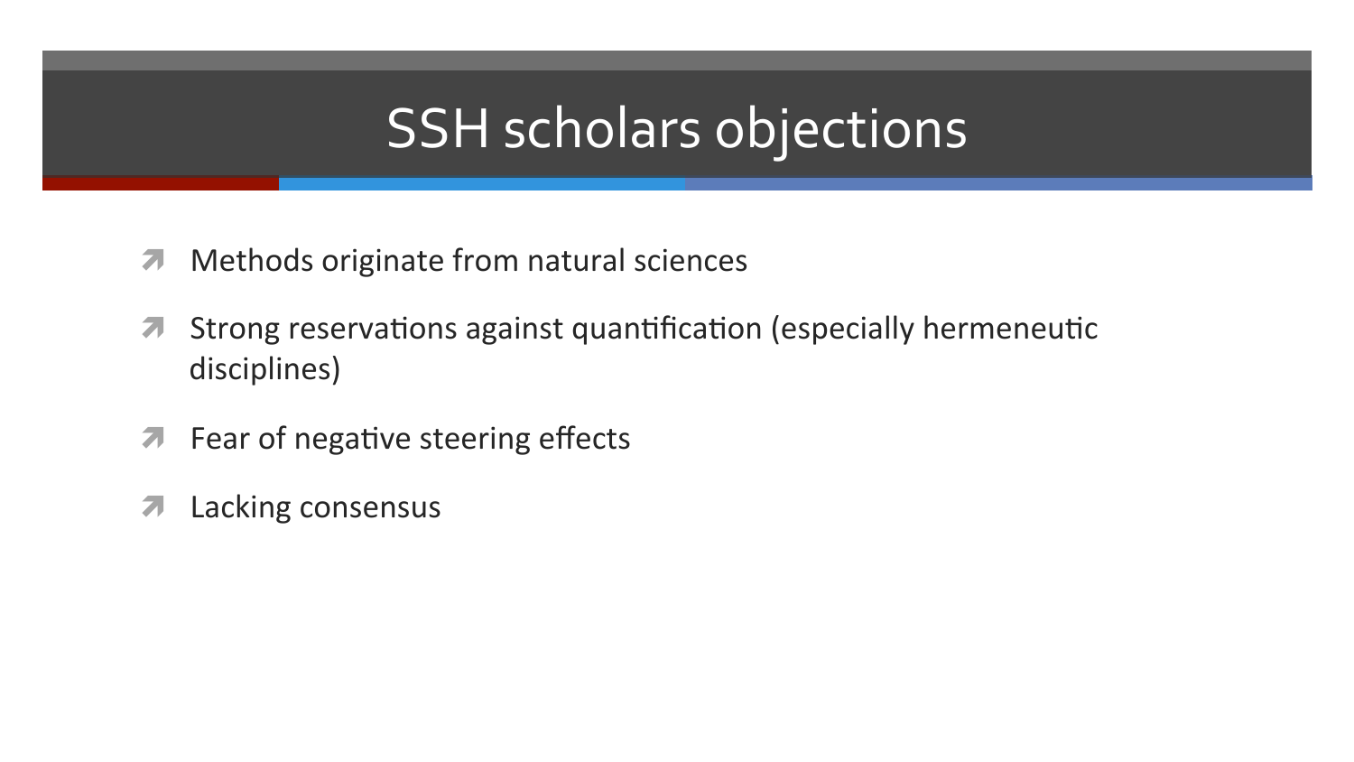# SSH scholars objections

- Methods originate from natural sciences
- Strong reservations against quantification (especially hermeneutic disciplines)
- Fear of negative steering effects
- Lacking consensus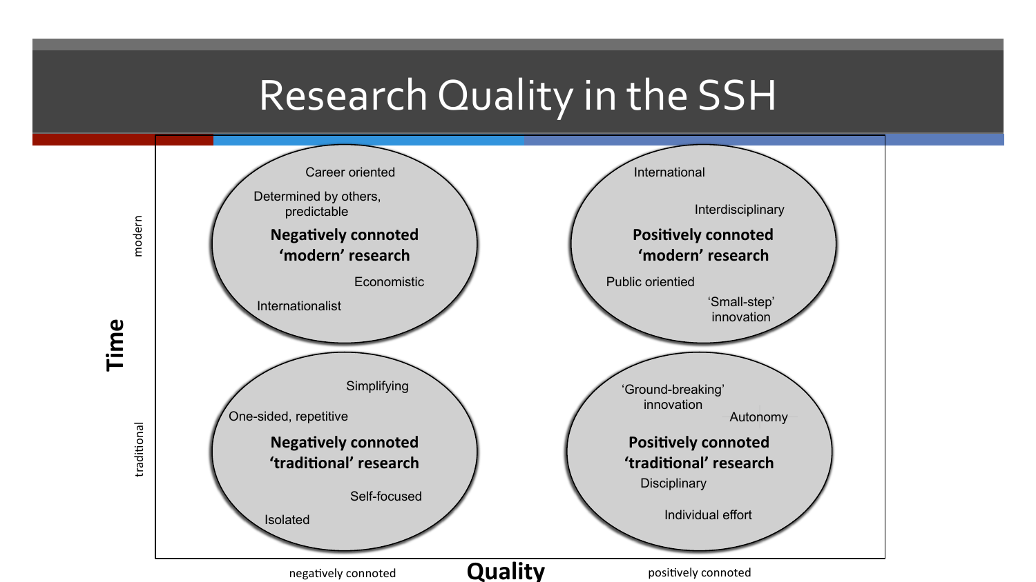# Research Quality in the SSH

**Time** (vertical axis: traditional → modern)

**Quality** (horizontal axis: negatively connoted → positively connoted)

| | negatively connoted | positively connoted |
|---|---|---|
| **modern** | **Negatively connoted 'modern' research**: Career oriented; Determined by others, predictable; Economistic; Internationalist | **Positively connoted 'modern' research**: International; Interdisciplinary; Public orientied; 'Small-step' innovation |
| **traditional** | **Negatively connoted 'traditional' research**: Simplifying; One-sided, repetitive; Self-focused; Isolated | **Positively connoted 'traditional' research**: 'Ground-breaking' innovation; Autonomy; Disciplinary; Individual effort |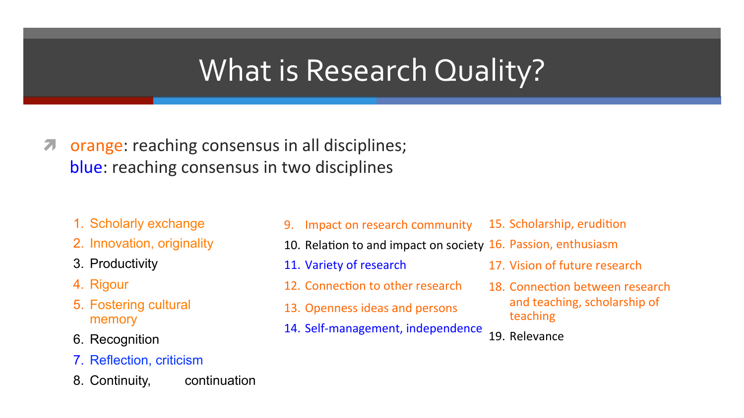# What is Research Quality?

- orange: reaching consensus in all disciplines;
  blue: reaching consensus in two disciplines

1. Scholarly exchange
2. Innovation, originality
3. Productivity
4. Rigour
5. Fostering cultural memory
6. Recognition
7. Reflection, criticism
8. Continuity, continuation
9. Impact on research community
10. Relation to and impact on society
11. Variety of research
12. Connection to other research
13. Openness ideas and persons
14. Self-management, independence
15. Scholarship, erudition
16. Passion, enthusiasm
17. Vision of future research
18. Connection between research and teaching, scholarship of teaching
19. Relevance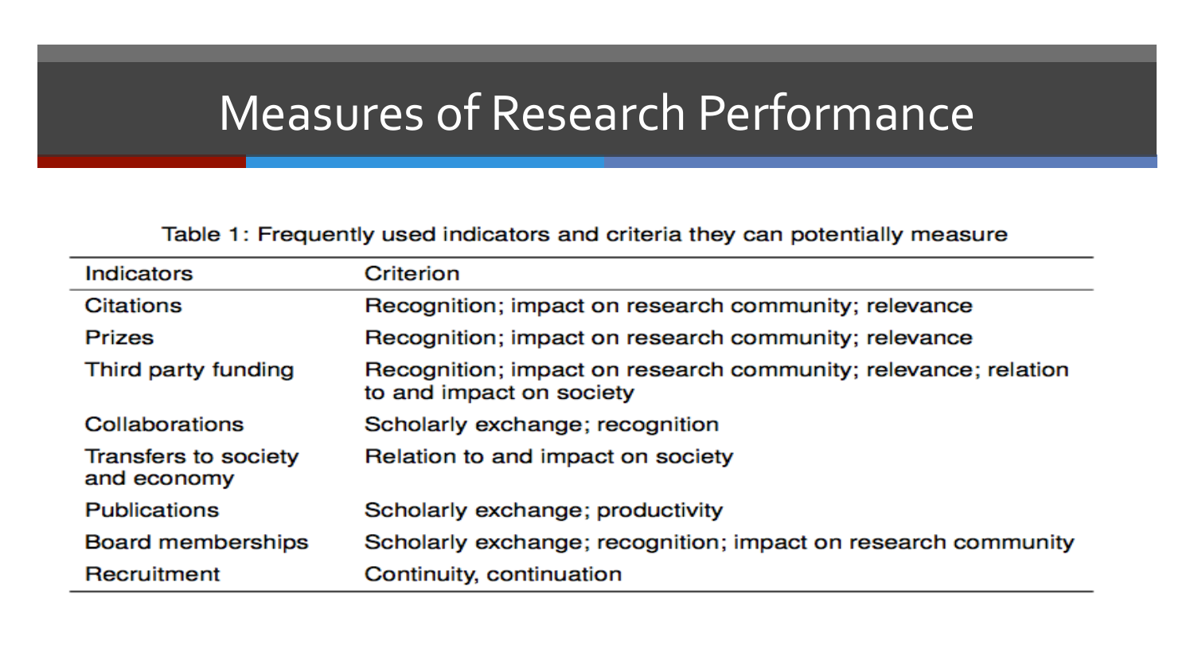# Measures of Research Performance

Table 1: Frequently used indicators and criteria they can potentially measure

| Indicators | Criterion |
|---|---|
| Citations | Recognition; impact on research community; relevance |
| Prizes | Recognition; impact on research community; relevance |
| Third party funding | Recognition; impact on research community; relevance; relation to and impact on society |
| Collaborations | Scholarly exchange; recognition |
| Transfers to society and economy | Relation to and impact on society |
| Publications | Scholarly exchange; productivity |
| Board memberships | Scholarly exchange; recognition; impact on research community |
| Recruitment | Continuity, continuation |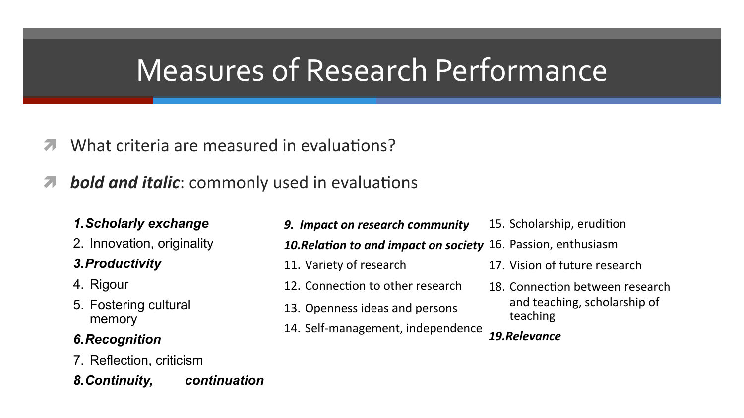# Measures of Research Performance

- What criteria are measured in evaluations?
- ***bold and italic***: commonly used in evaluations

1. ***Scholarly exchange***
2. Innovation, originality
3. ***Productivity***
4. Rigour
5. Fostering cultural memory
6. ***Recognition***
7. Reflection, criticism
8. ***Continuity, continuation***
9. ***Impact on research community***
10. ***Relation to and impact on society***
11. Variety of research
12. Connection to other research
13. Openness ideas and persons
14. Self-management, independence
15. Scholarship, erudition
16. Passion, enthusiasm
17. Vision of future research
18. Connection between research and teaching, scholarship of teaching
19. ***Relevance***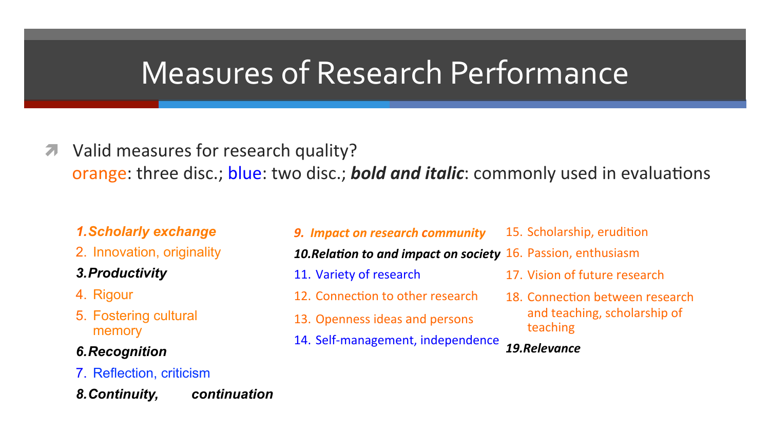# Measures of Research Performance

- Valid measures for research quality?
  orange: three disc.; blue: two disc.; ***bold and italic***: commonly used in evaluations

1. ***Scholarly exchange***
2. Innovation, originality
3. ***Productivity***
4. Rigour
5. Fostering cultural memory
6. ***Recognition***
7. Reflection, criticism
8. ***Continuity, continuation***
9. ***Impact on research community***
10. ***Relation to and impact on society***
11. Variety of research
12. Connection to other research
13. Openness ideas and persons
14. Self-management, independence
15. Scholarship, erudition
16. Passion, enthusiasm
17. Vision of future research
18. Connection between research and teaching, scholarship of teaching
19. ***Relevance***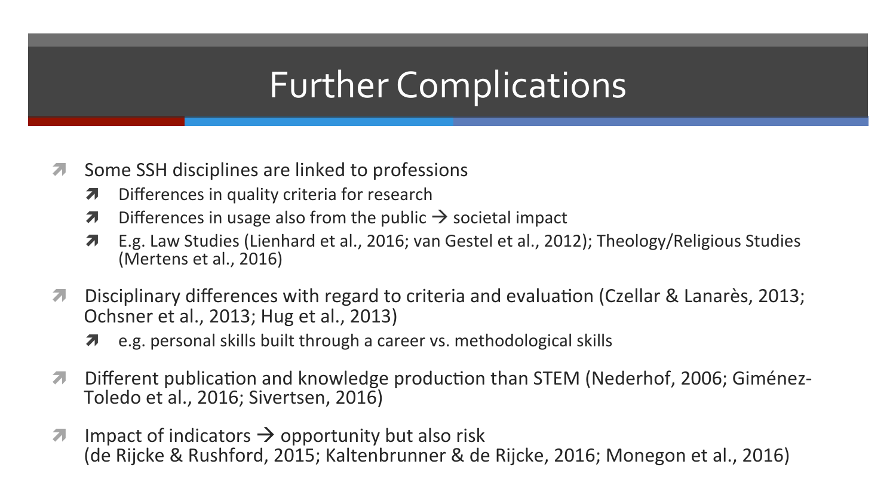# Further Complications

- Some SSH disciplines are linked to professions
  - Differences in quality criteria for research
  - Differences in usage also from the public → societal impact
  - E.g. Law Studies (Lienhard et al., 2016; van Gestel et al., 2012); Theology/Religious Studies (Mertens et al., 2016)
- Disciplinary differences with regard to criteria and evaluation (Czellar & Lanarès, 2013; Ochsner et al., 2013; Hug et al., 2013)
  - e.g. personal skills built through a career vs. methodological skills
- Different publication and knowledge production than STEM (Nederhof, 2006; Giménez-Toledo et al., 2016; Sivertsen, 2016)
- Impact of indicators → opportunity but also risk
  (de Rijcke & Rushford, 2015; Kaltenbrunner & de Rijcke, 2016; Monegon et al., 2016)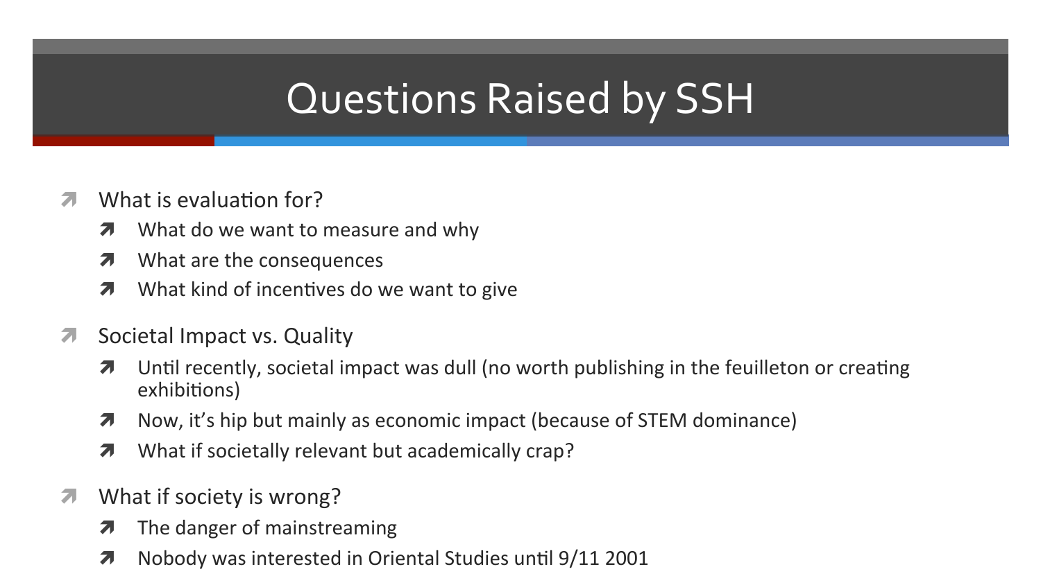# Questions Raised by SSH

- What is evaluation for?
  - What do we want to measure and why
  - What are the consequences
  - What kind of incentives do we want to give
- Societal Impact vs. Quality
  - Until recently, societal impact was dull (no worth publishing in the feuilleton or creating exhibitions)
  - Now, it's hip but mainly as economic impact (because of STEM dominance)
  - What if societally relevant but academically crap?
- What if society is wrong?
  - The danger of mainstreaming
  - Nobody was interested in Oriental Studies until 9/11 2001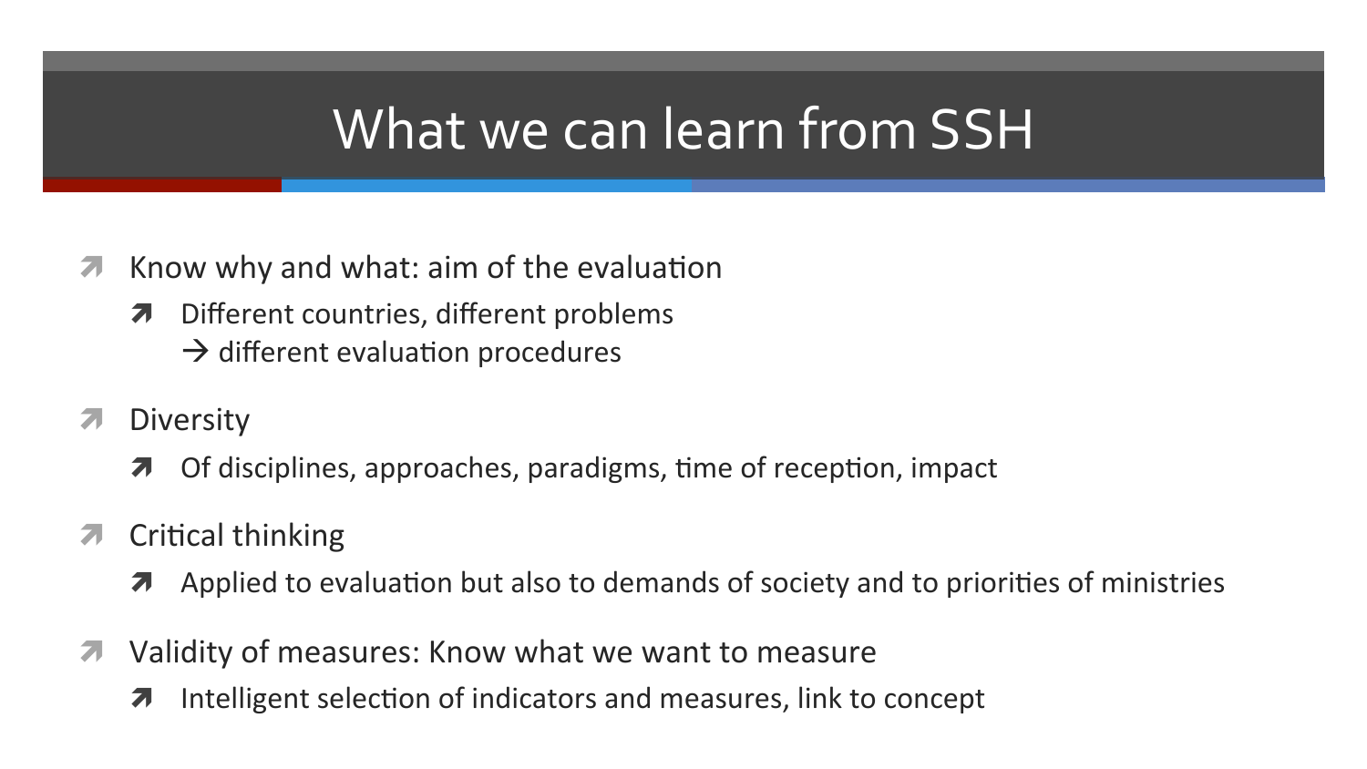# What we can learn from SSH

- Know why and what: aim of the evaluation
  - Different countries, different problems
    → different evaluation procedures
- Diversity
  - Of disciplines, approaches, paradigms, time of reception, impact
- Critical thinking
  - Applied to evaluation but also to demands of society and to priorities of ministries
- Validity of measures: Know what we want to measure
  - Intelligent selection of indicators and measures, link to concept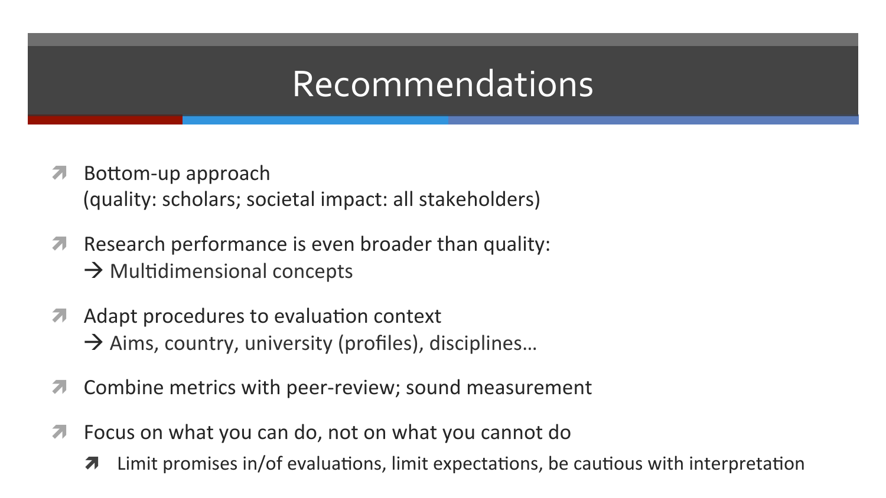# Recommendations

- Bottom-up approach
  (quality: scholars; societal impact: all stakeholders)
- Research performance is even broader than quality:
  → Multidimensional concepts
- Adapt procedures to evaluation context
  → Aims, country, university (profiles), disciplines…
- Combine metrics with peer-review; sound measurement
- Focus on what you can do, not on what you cannot do
  - Limit promises in/of evaluations, limit expectations, be cautious with interpretation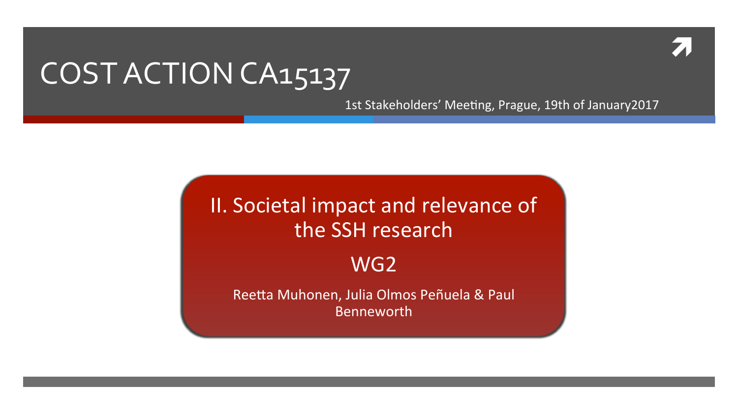# COST ACTION CA15137

1st Stakeholders' Meeting, Prague, 19th of January2017

## II. Societal impact and relevance of the SSH research

### WG2

Reetta Muhonen, Julia Olmos Peñuela & Paul Benneworth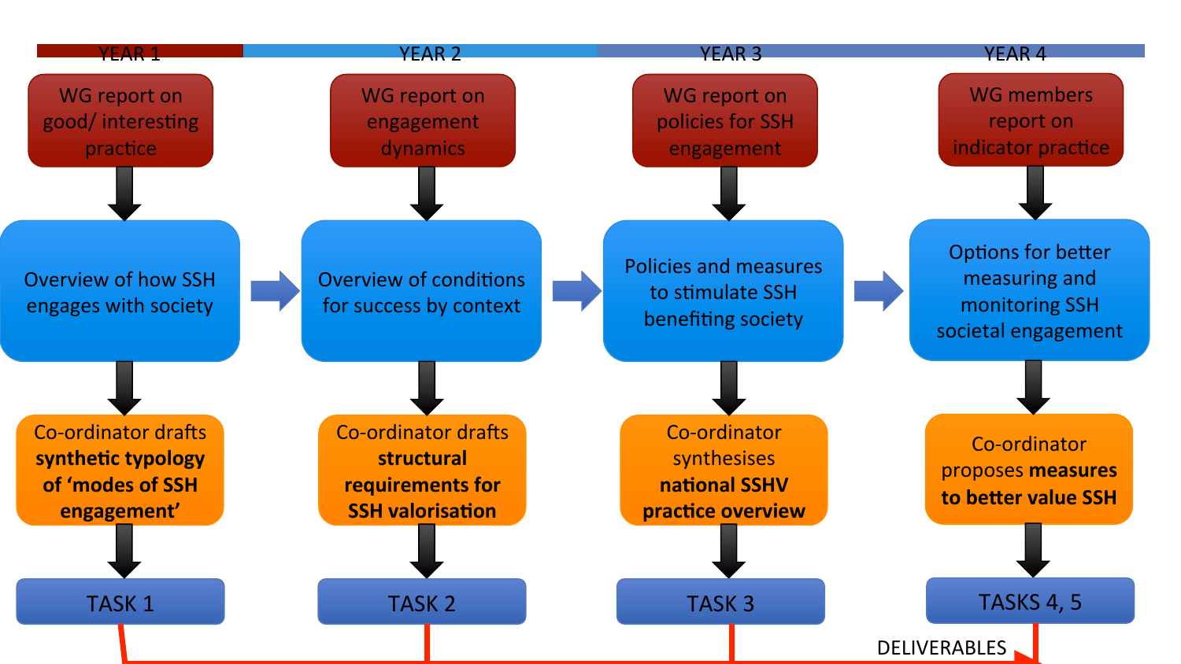| YEAR 1 | YEAR 2 | YEAR 3 | YEAR 4 |
| --- | --- | --- | --- |
| WG report on good/ interesting practice | WG report on engagement dynamics | WG report on policies for SSH engagement | WG members report on indicator practice |
| Overview of how SSH engages with society | Overview of conditions for success by context | Policies and measures to stimulate SSH benefiting society | Options for better measuring and monitoring SSH societal engagement |
| Co-ordinator drafts **synthetic typology of 'modes of SSH engagement'** | Co-ordinator drafts **structural requirements for SSH valorisation** | Co-ordinator synthesises **national SSHV practice overview** | Co-ordinator proposes **measures to better value SSH** |
| TASK 1 | TASK 2 | TASK 3 | TASKS 4, 5 |

DELIVERABLES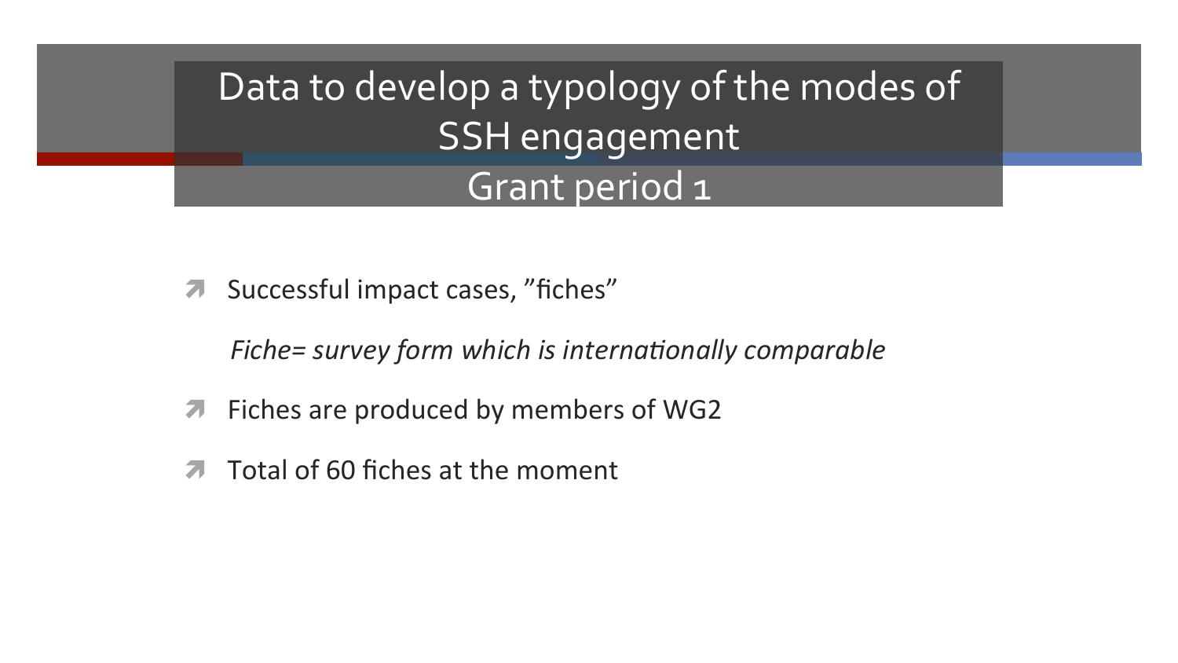# Data to develop a typology of the modes of SSH engagement
## Grant period 1

- Successful impact cases, ”fiches”

  *Fiche= survey form which is internationally comparable*

- Fiches are produced by members of WG2
- Total of 60 fiches at the moment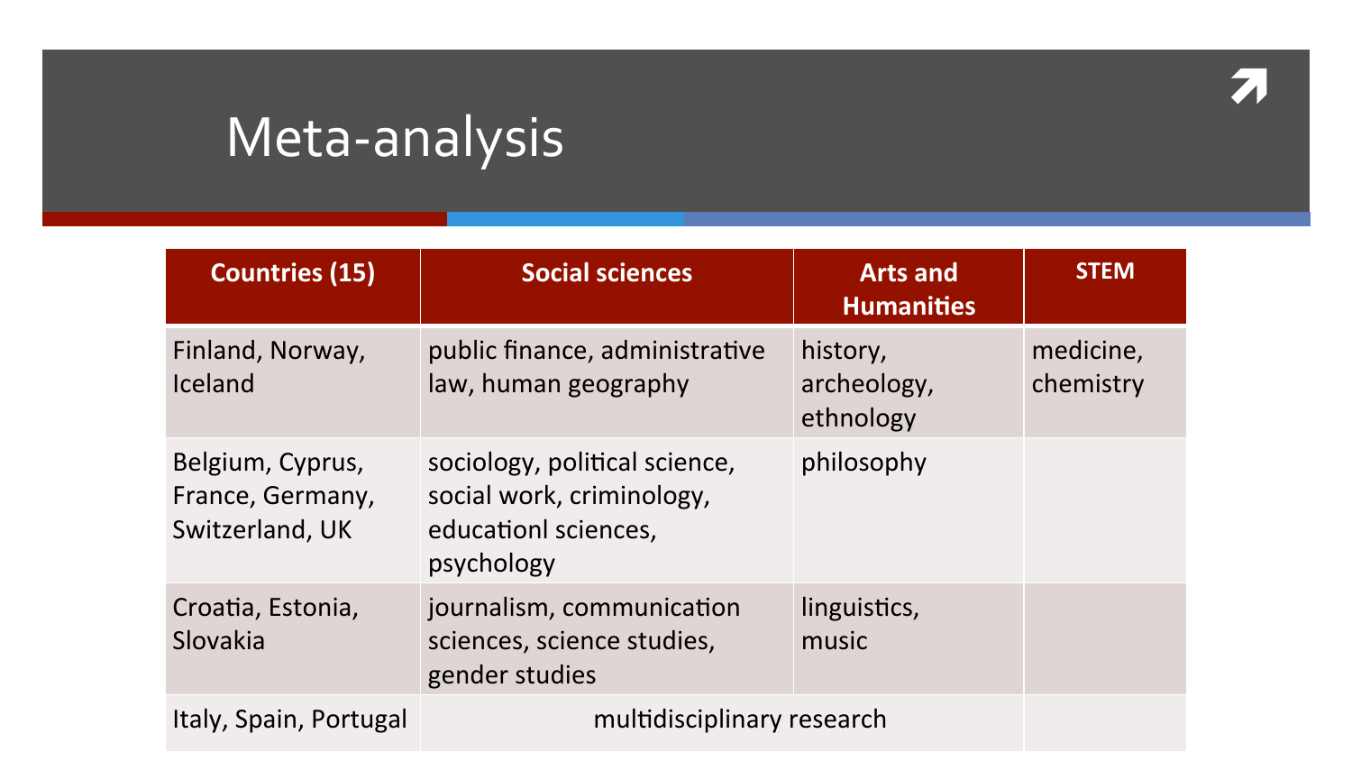# Meta-analysis

| Countries (15) | Social sciences | Arts and Humanities | STEM |
|---|---|---|---|
| Finland, Norway, Iceland | public finance, administrative law, human geography | history, archeology, ethnology | medicine, chemistry |
| Belgium, Cyprus, France, Germany, Switzerland, UK | sociology, political science, social work, criminology, educationl sciences, psychology | philosophy | |
| Croatia, Estonia, Slovakia | journalism, communication sciences, science studies, gender studies | linguistics, music | |
| Italy, Spain, Portugal | multidisciplinary research | | |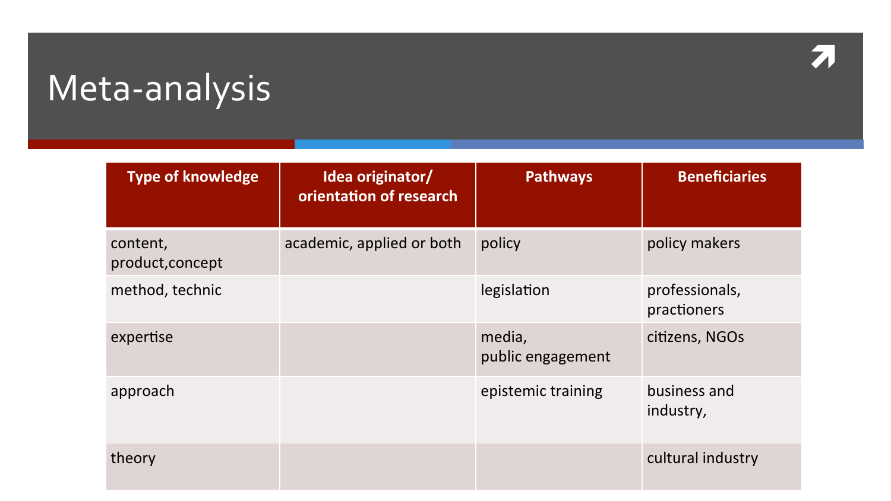# Meta-analysis

| Type of knowledge | Idea originator/ orientation of research | Pathways | Beneficiaries |
|---|---|---|---|
| content, product,concept | academic, applied or both | policy | policy makers |
| method, technic | | legislation | professionals, practioners |
| expertise | | media, public engagement | citizens, NGOs |
| approach | | epistemic training | business and industry, |
| theory | | | cultural industry |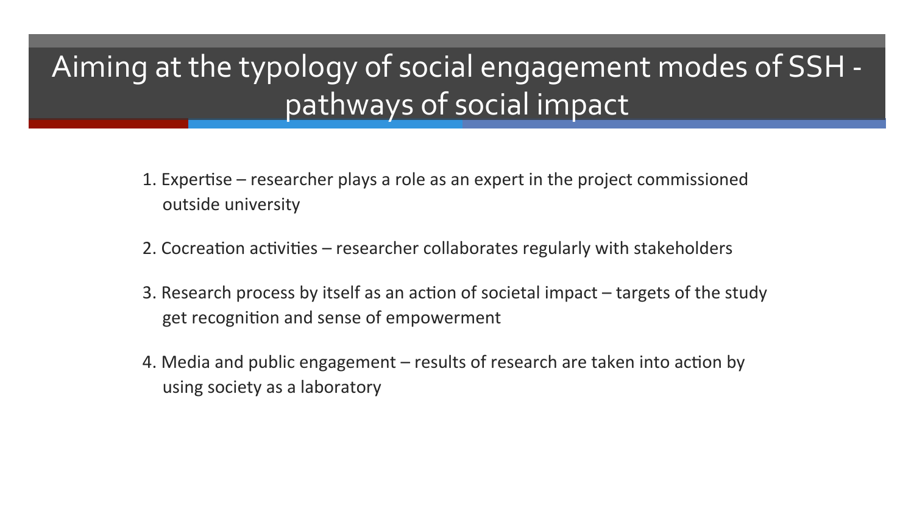# Aiming at the typology of social engagement modes of SSH - pathways of social impact

1. Expertise – researcher plays a role as an expert in the project commissioned outside university
2. Cocreation activities – researcher collaborates regularly with stakeholders
3. Research process by itself as an action of societal impact – targets of the study get recognition and sense of empowerment
4. Media and public engagement – results of research are taken into action by using society as a laboratory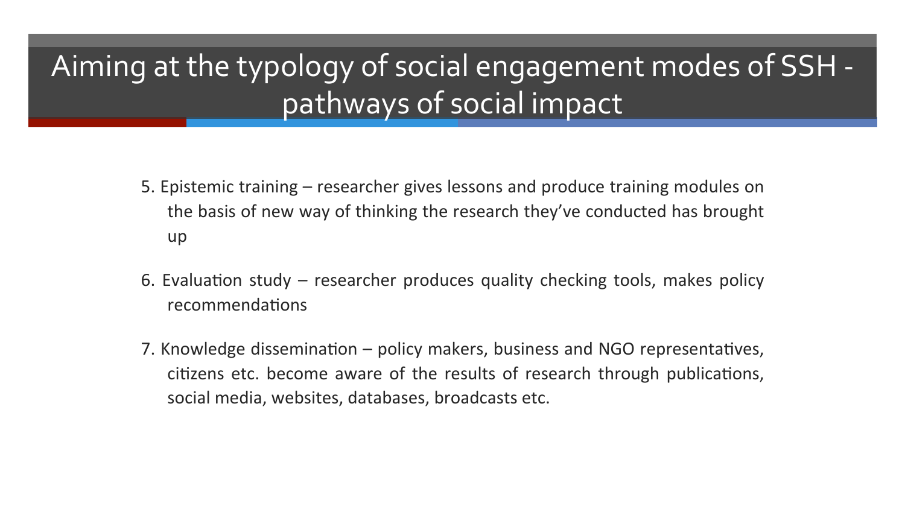# Aiming at the typology of social engagement modes of SSH - pathways of social impact

5. Epistemic training – researcher gives lessons and produce training modules on the basis of new way of thinking the research they've conducted has brought up

6. Evaluation study – researcher produces quality checking tools, makes policy recommendations

7. Knowledge dissemination – policy makers, business and NGO representatives, citizens etc. become aware of the results of research through publications, social media, websites, databases, broadcasts etc.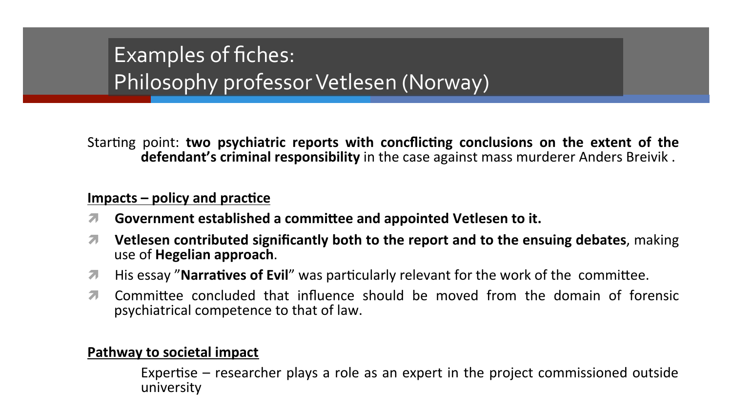# Examples of fiches: Philosophy professor Vetlesen (Norway)

Starting point: **two psychiatric reports with concflicting conclusions on the extent of the defendant's criminal responsibility** in the case against mass murderer Anders Breivik .

**Impacts – policy and practice**

- **Government established a committee and appointed Vetlesen to it.**
- **Vetlesen contributed significantly both to the report and to the ensuing debates**, making use of **Hegelian approach**.
- His essay "**Narratives of Evil**" was particularly relevant for the work of the committee.
- Committee concluded that influence should be moved from the domain of forensic psychiatrical competence to that of law.

**Pathway to societal impact**

Expertise – researcher plays a role as an expert in the project commissioned outside university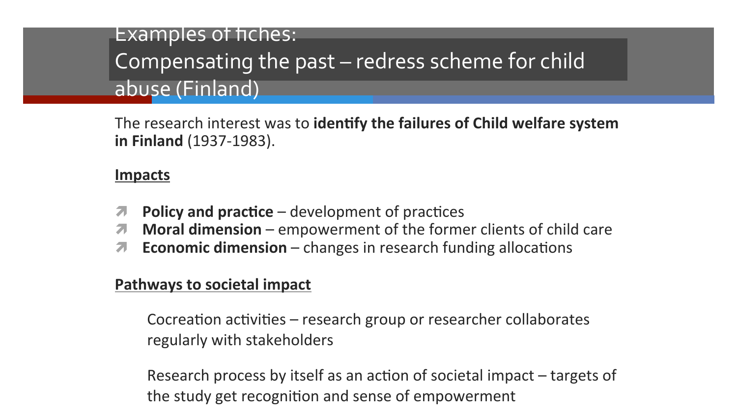# Examples of fiches:
# Compensating the past – redress scheme for child abuse (Finland)

The research interest was to **identify the failures of Child welfare system in Finland** (1937-1983).

**Impacts**

- **Policy and practice** – development of practices
- **Moral dimension** – empowerment of the former clients of child care
- **Economic dimension** – changes in research funding allocations

**Pathways to societal impact**

Cocreation activities – research group or researcher collaborates regularly with stakeholders

Research process by itself as an action of societal impact – targets of the study get recognition and sense of empowerment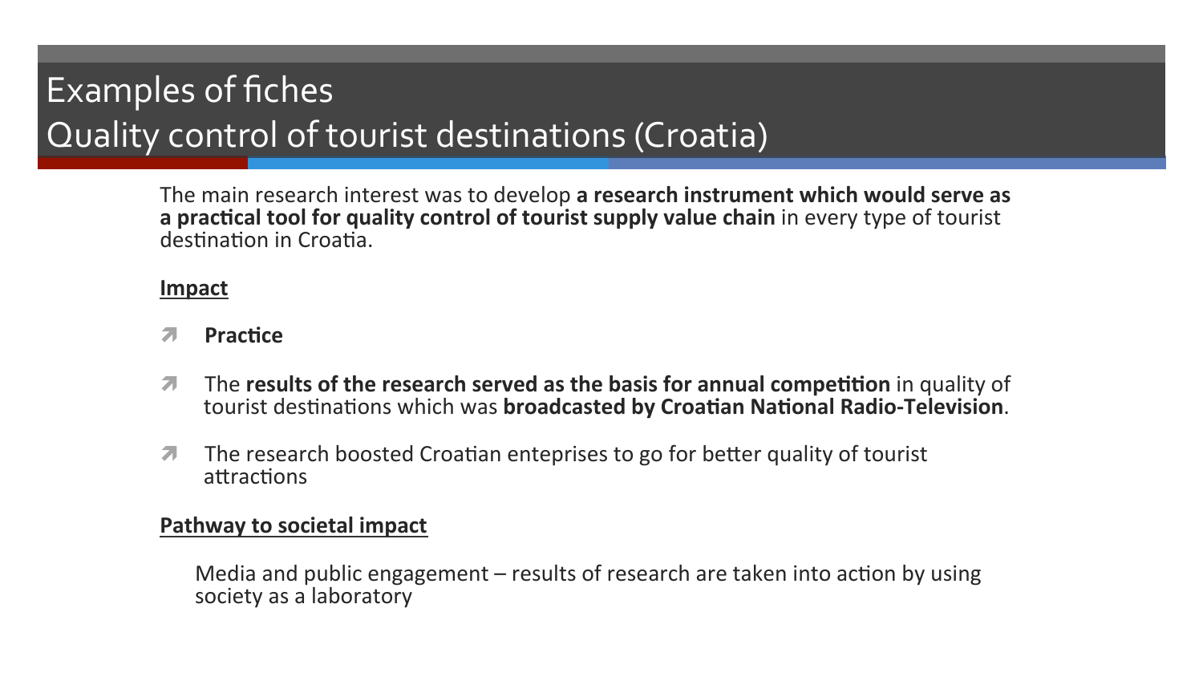# Examples of fiches
# Quality control of tourist destinations (Croatia)

The main research interest was to develop **a research instrument which would serve as a practical tool for quality control of tourist supply value chain** in every type of tourist destination in Croatia.

**Impact**

- **Practice**
- The **results of the research served as the basis for annual competition** in quality of tourist destinations which was **broadcasted by Croatian National Radio-Television**.
- The research boosted Croatian enteprises to go for better quality of tourist attractions

**Pathway to societal impact**

Media and public engagement – results of research are taken into action by using society as a laboratory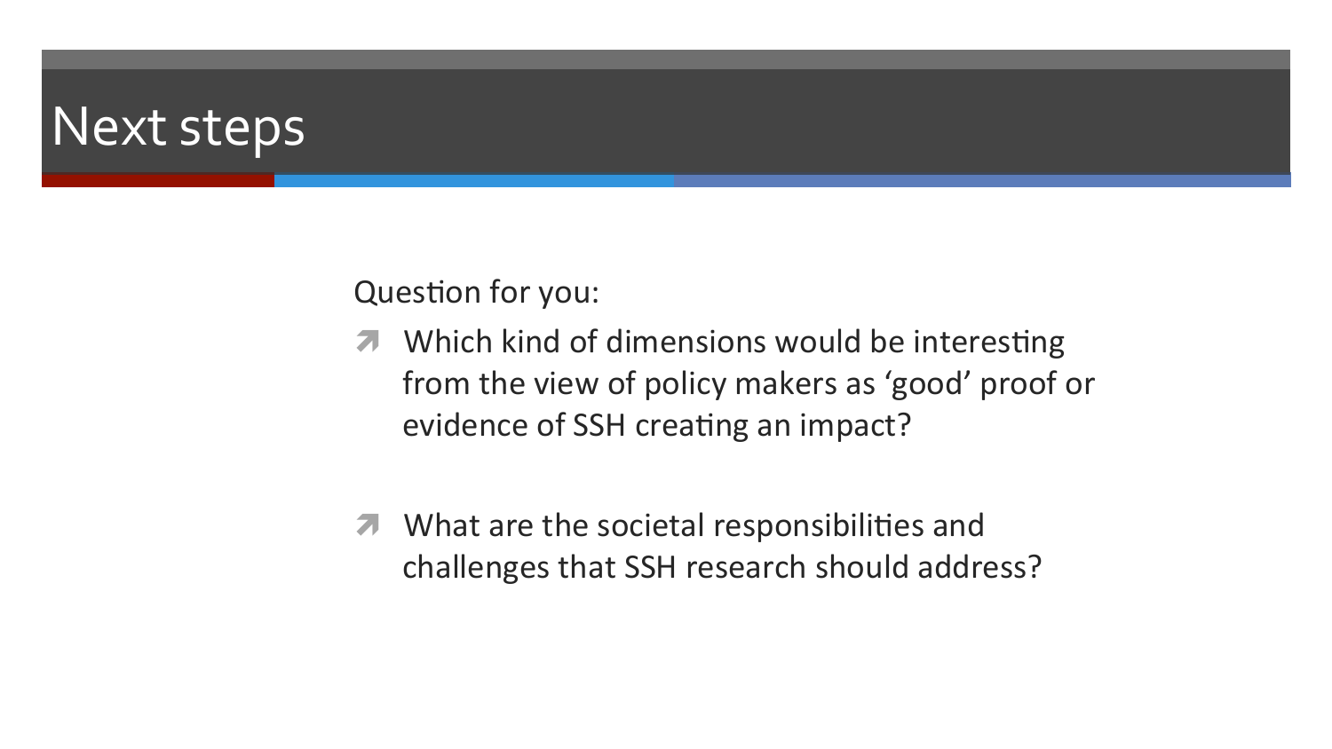# Next steps

Question for you:

- Which kind of dimensions would be interesting from the view of policy makers as 'good' proof or evidence of SSH creating an impact?
- What are the societal responsibilities and challenges that SSH research should address?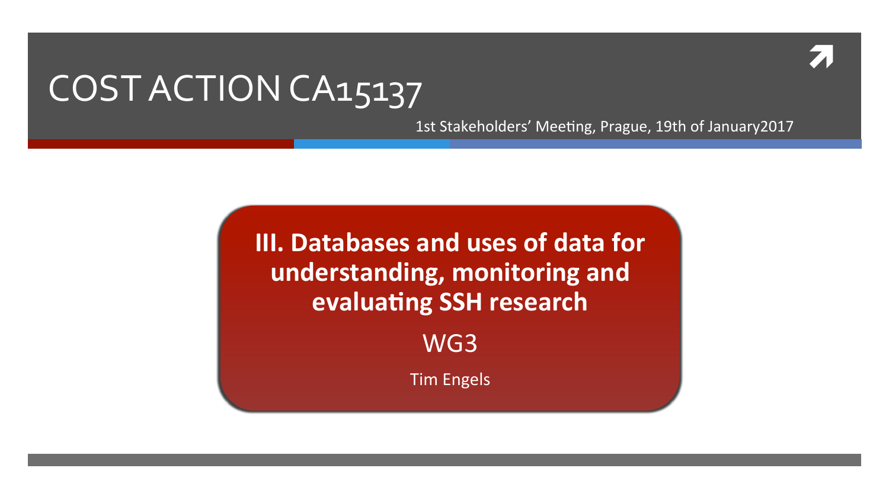# COST ACTION CA15137

1st Stakeholders' Meeting, Prague, 19th of January2017

## III. Databases and uses of data for understanding, monitoring and evaluating SSH research

WG3

Tim Engels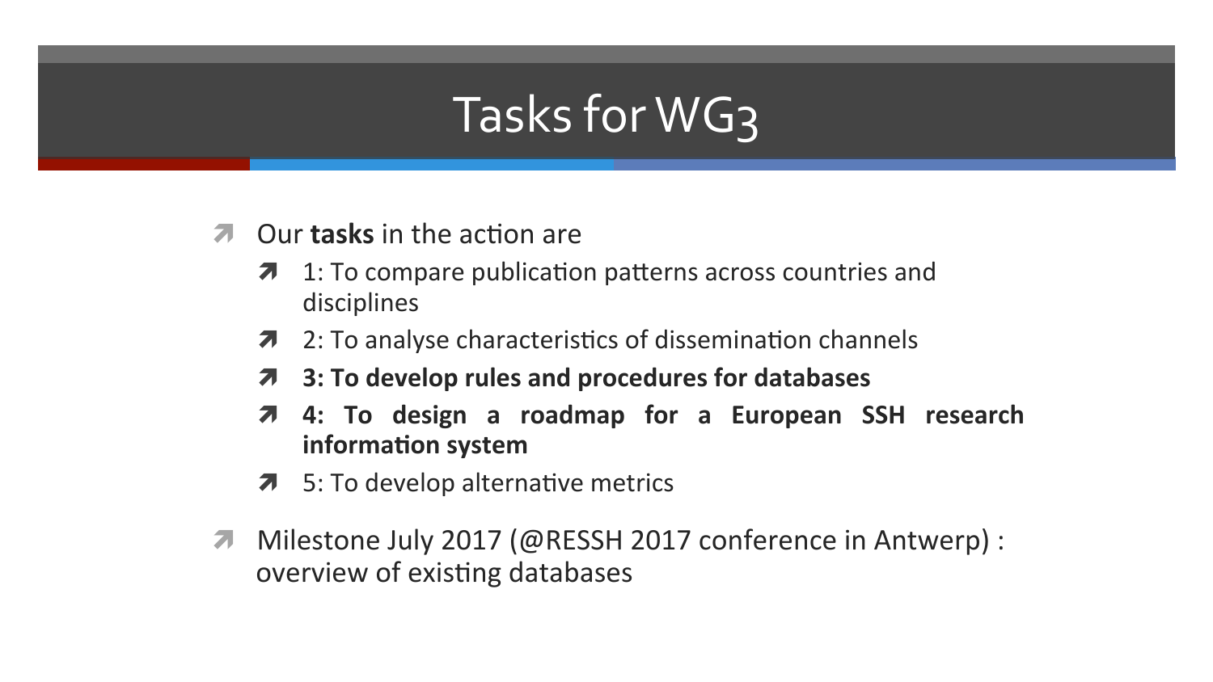# Tasks for WG3

- Our **tasks** in the action are
  - 1: To compare publication patterns across countries and disciplines
  - 2: To analyse characteristics of dissemination channels
  - **3: To develop rules and procedures for databases**
  - **4: To design a roadmap for a European SSH research information system**
  - 5: To develop alternative metrics
- Milestone July 2017 (@RESSH 2017 conference in Antwerp) : overview of existing databases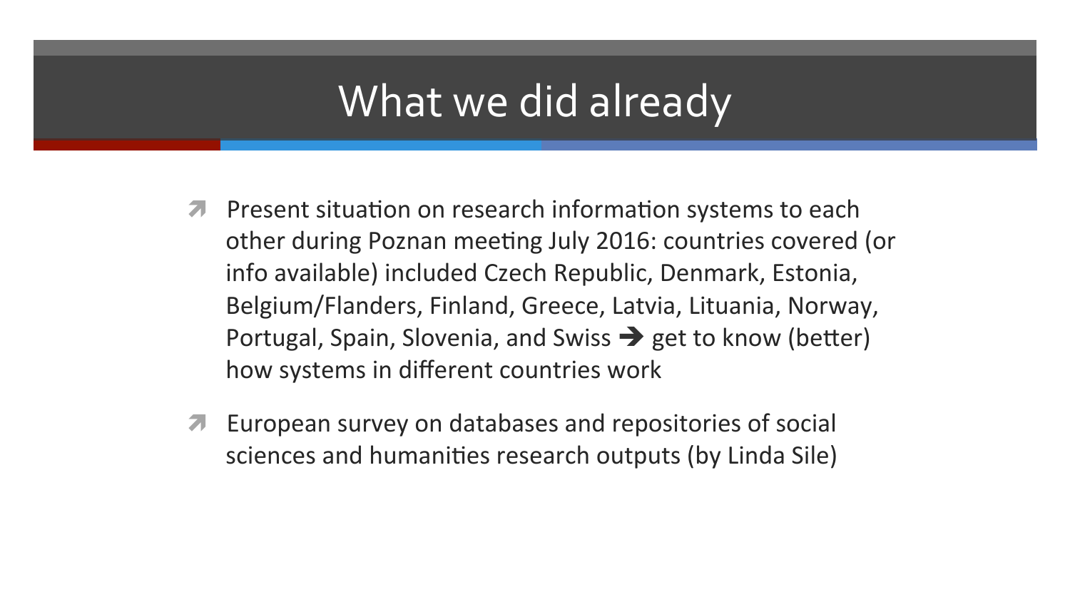# What we did already

- Present situation on research information systems to each other during Poznan meeting July 2016: countries covered (or info available) included Czech Republic, Denmark, Estonia, Belgium/Flanders, Finland, Greece, Latvia, Lituania, Norway, Portugal, Spain, Slovenia, and Swiss ➔ get to know (better) how systems in different countries work
- European survey on databases and repositories of social sciences and humanities research outputs (by Linda Sile)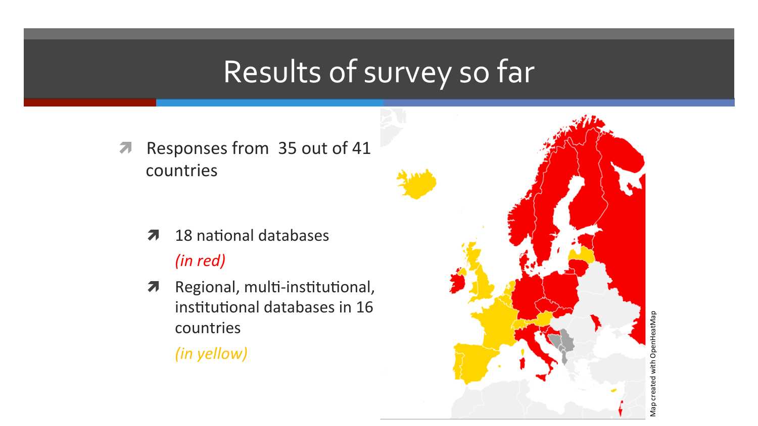# Results of survey so far

- Responses from 35 out of 41 countries
  - 18 national databases
    *(in red)*
  - Regional, multi-institutional, institutional databases in 16 countries
    *(in yellow)*

Map created with OpenHeatMap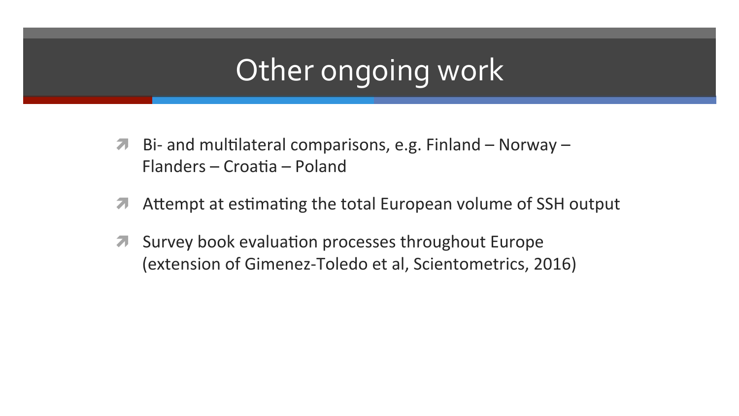# Other ongoing work

- Bi- and multilateral comparisons, e.g. Finland – Norway – Flanders – Croatia – Poland
- Attempt at estimating the total European volume of SSH output
- Survey book evaluation processes throughout Europe (extension of Gimenez-Toledo et al, Scientometrics, 2016)